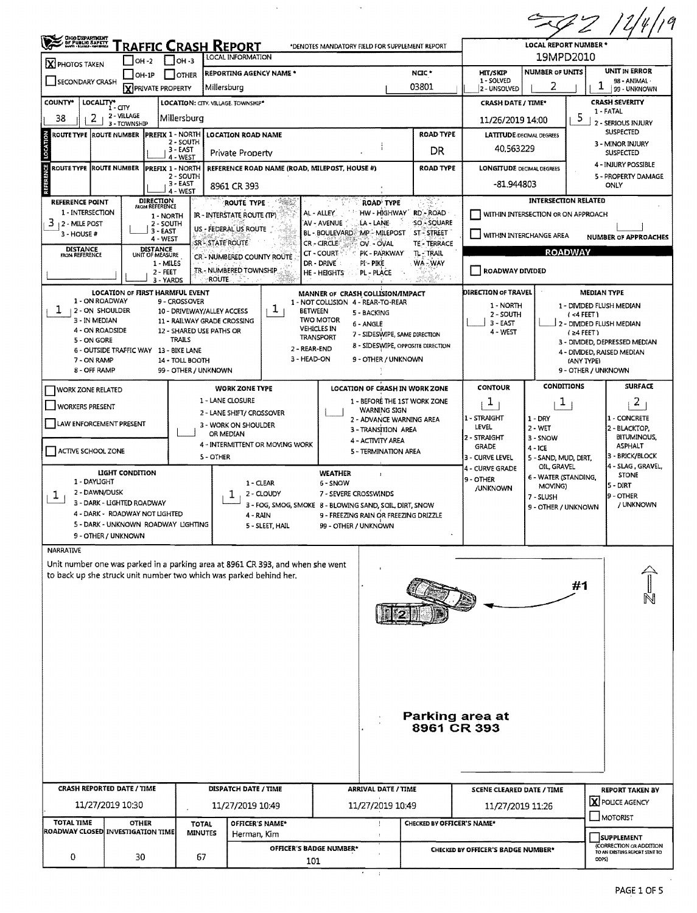SZ 12/4/19

# TRAFFIC CRASH REPORT

*DENOTES MANDATORY FIELD FOR SUPPLEMENT REPORT

| Field | Value |
|---|---|
| LOCAL REPORT NUMBER * | 19MPD2010 |
| PHOTOS TAKEN | X |
| PRIVATE PROPERTY | X |
| REPORTING AGENCY NAME * | Millersburg |
| NCIC * | 03801 |
| HIT/SKIP (1 - SOLVED, 2 - UNSOLVED) | |
| NUMBER OF UNITS | 2 |
| UNIT IN ERROR (98 - ANIMAL, 99 - UNKNOWN) | 1 |
| COUNTY* | 38 |
| LOCALITY* (1 - CITY, 2 - VILLAGE, 3 - TOWNSHIP) | 2 |
| LOCATION: CITY, VILLAGE, TOWNSHIP* | Millersburg |
| CRASH DATE / TIME* | 11/26/2019 14:00 |
| CRASH SEVERITY (1 - FATAL, 2 - SERIOUS INJURY SUSPECTED, 3 - MINOR INJURY SUSPECTED, 4 - INJURY POSSIBLE, 5 - PROPERTY DAMAGE ONLY) | 5 |

## LOCATION

| Field | Value |
|---|---|
| LOCATION ROAD NAME | Private Property |
| ROAD TYPE | DR |
| LATITUDE DECIMAL DEGREES | 40.563229 |
| REFERENCE ROAD NAME (ROAD, MILEPOST, HOUSE #) | 8961 CR 393 |
| LONGITUDE DECIMAL DEGREES | -81.944803 |
| REFERENCE POINT (1 - INTERSECTION, 2 - MILE POST, 3 - HOUSE #) | 3 |

INTERSECTION RELATED: WITHIN INTERSECTION OR ON APPROACH [ ]; WITHIN INTERCHANGE AREA [ ]; NUMBER OF APPROACHES [ ]

## ROADWAY

ROADWAY DIVIDED [ ]

| Field | Value |
|---|---|
| LOCATION OF FIRST HARMFUL EVENT | 1 - ON ROADWAY |
| MANNER OF CRASH COLLISION/IMPACT | 1 - NOT COLLISION BETWEEN TWO MOTOR VEHICLES IN TRANSPORT |
| DIRECTION OF TRAVEL | |
| MEDIAN TYPE | |
| CONTOUR | 1 - STRAIGHT LEVEL |
| CONDITIONS | 1 - DRY |
| SURFACE | 2 - BLACKTOP, BITUMINOUS, ASPHALT |
| LIGHT CONDITION | 1 - DAYLIGHT |
| WEATHER | 1 - CLEAR |

WORK ZONE RELATED [ ]; WORKERS PRESENT [ ]; LAW ENFORCEMENT PRESENT [ ]; ACTIVE SCHOOL ZONE [ ]

## NARRATIVE

Unit number one was parked in a parking area at 8961 CR 393, and when she went to back up she struck unit number two which was parked behind her.

#1

2

N

Parking area at 8961 CR 393

| CRASH REPORTED DATE / TIME | DISPATCH DATE / TIME | ARRIVAL DATE / TIME | SCENE CLEARED DATE / TIME | REPORT TAKEN BY |
|---|---|---|---|---|
| 11/27/2019 10:30 | 11/27/2019 10:49 | 11/27/2019 10:49 | 11/27/2019 11:26 | X POLICE AGENCY |

| TOTAL TIME ROADWAY CLOSED | OTHER INVESTIGATION TIME | TOTAL MINUTES | OFFICER'S NAME* | OFFICER'S BADGE NUMBER* | CHECKED BY OFFICER'S NAME* | CHECKED BY OFFICER'S BADGE NUMBER* |
|---|---|---|---|---|---|---|
| 0 | 30 | 67 | Herman, Kim | 101 | | |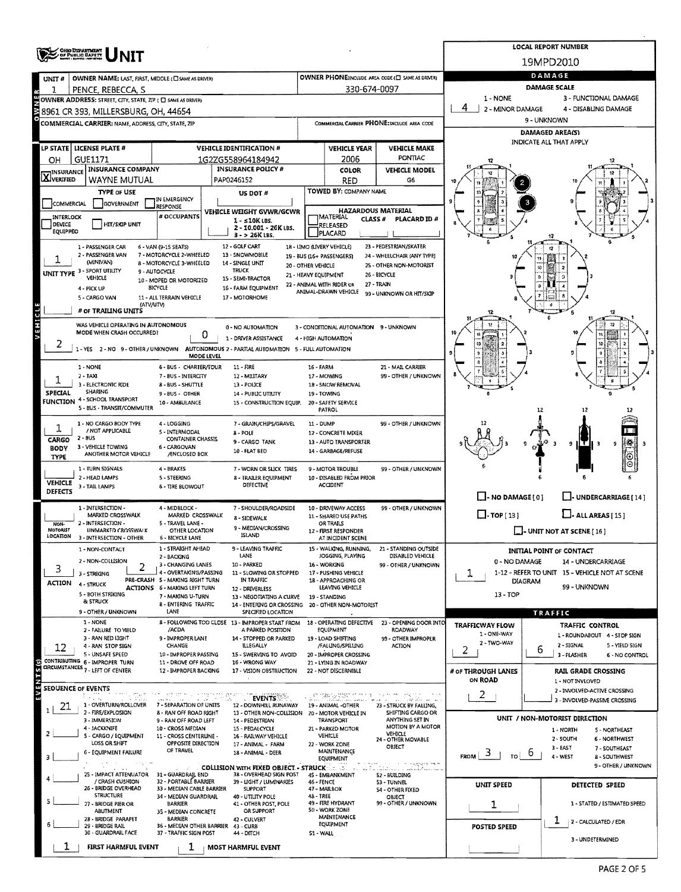# OHIO DEPARTMENT OF PUBLIC SAFETY — UNIT

**LOCAL REPORT NUMBER:** 19MPD2010

| UNIT # | OWNER NAME: LAST, FIRST, MIDDLE | OWNER PHONE |
|---|---|---|
| 1 | PENCE, REBECCA, S | 330-674-0097 |

**OWNER ADDRESS:** 8961 CR 393, MILLERSBURG, OH, 44654

**COMMERCIAL CARRIER:** NAME, ADDRESS, CITY, STATE, ZIP — COMMERCIAL CARRIER PHONE:

| LP STATE | LICENSE PLATE # | VEHICLE IDENTIFICATION # | VEHICLE YEAR | VEHICLE MAKE |
|---|---|---|---|---|
| OH | GUE1171 | 1G2ZG558964184942 | 2006 | PONTIAC |

| INSURANCE | INSURANCE COMPANY | INSURANCE POLICY # | COLOR | VEHICLE MODEL |
|---|---|---|---|---|
| X VERIFIED | WAYNE MUTUAL | PAP0246152 | RED | G6 |

**TYPE OF USE:** COMMERCIAL / GOVERNMENT / IN EMERGENCY RESPONSE

**US DOT #:**

**TOWED BY:** COMPANY NAME

**INTERLOCK DEVICE EQUIPPED / HIT/SKIP UNIT / # OCCUPANTS**

**VEHICLE WEIGHT GVWR/GCWR:** 1 - ≤10K LBS. 2 - 10.001 - 26K LBS. 3 - > 26K LBS.

**HAZARDOUS MATERIAL:** MATERIAL RELEASED / PLACARD — CLASS # — PLACARD ID #

**UNIT TYPE:** 1
1 - PASSENGER CAR, 2 - PASSENGER VAN (MINIVAN), 3 - SPORT UTILITY VEHICLE, 4 - PICK UP, 5 - CARGO VAN, 6 - VAN (9-15 SEATS), 7 - MOTORCYCLE 2-WHEELED, 8 - MOTORCYCLE 3-WHEELED, 9 - AUTOCYCLE, 10 - MOPED OR MOTORIZED BICYCLE, 11 - ALL TERRAIN VEHICLE (ATV/UTV), 12 - GOLF CART, 13 - SNOWMOBILE, 14 - SINGLE UNIT TRUCK, 15 - SEMI-TRACTOR, 16 - FARM EQUIPMENT, 17 - MOTORHOME, 18 - LIMO (LIVERY VEHICLE), 19 - BUS (16+ PASSENGERS), 20 - OTHER VEHICLE, 21 - HEAVY EQUIPMENT, 22 - ANIMAL WITH RIDER OR ANIMAL-DRAWN VEHICLE, 23 - PEDESTRIAN/SKATER, 24 - WHEELCHAIR (ANY TYPE), 25 - OTHER NON-MOTORIST, 26 - BICYCLE, 27 - TRAIN, 99 - UNKNOWN OR HIT/SKIP

**# OF TRAILING UNITS:**

**WAS VEHICLE OPERATING IN AUTONOMOUS MODE WHEN CRASH OCCURRED?** 2
1 - YES 2 - NO 9 - OTHER / UNKNOWN

**AUTONOMOUS MODE LEVEL:** 0
0 - NO AUTOMATION, 1 - DRIVER ASSISTANCE, 2 - PARTIAL AUTOMATION, 3 - CONDITIONAL AUTOMATION, 4 - HIGH AUTOMATION, 5 - FULL AUTOMATION, 9 - UNKNOWN

**SPECIAL FUNCTION:** 1
1 - NONE, 2 - TAXI, 3 - ELECTRONIC RIDE SHARING, 4 - SCHOOL TRANSPORT, 5 - BUS - TRANSIT/COMMUTER, 6 - BUS - CHARTER/TOUR, 7 - BUS - INTERCITY, 8 - BUS - SHUTTLE, 9 - BUS - OTHER, 10 - AMBULANCE, 11 - FIRE, 12 - MILITARY, 13 - POLICE, 14 - PUBLIC UTILITY, 15 - CONSTRUCTION EQUIP., 16 - FARM, 17 - MOWING, 18 - SNOW REMOVAL, 19 - TOWING, 20 - SAFETY SERVICE PATROL, 21 - MAIL CARRIER, 99 - OTHER / UNKNOWN

**CARGO BODY TYPE:** 1
1 - NO CARGO BODY TYPE / NOT APPLICABLE, 2 - BUS, 3 - VEHICLE TOWING ANOTHER MOTOR VEHICLE, 4 - LOGGING, 5 - INTERMODAL CONTAINER CHASSIS, 6 - CARGOVAN /ENCLOSED BOX, 7 - GRAIN/CHIPS/GRAVEL, 8 - POLE, 9 - CARGO TANK, 10 - FLAT BED, 11 - DUMP, 12 - CONCRETE MIXER, 13 - AUTO TRANSPORTER, 14 - GARBAGE/REFUSE, 99 - OTHER / UNKNOWN

**VEHICLE DEFECTS:**
1 - TURN SIGNALS, 2 - HEAD LAMPS, 3 - TAIL LAMPS, 4 - BRAKES, 5 - STEERING, 6 - TIRE BLOWOUT, 7 - WORN OR SLICK TIRES, 8 - TRAILER EQUIPMENT DEFECTIVE, 9 - MOTOR TROUBLE, 10 - DISABLED FROM PRIOR ACCIDENT, 99 - OTHER / UNKNOWN

**NON-MOTORIST LOCATION:**
1 - INTERSECTION - MARKED CROSSWALK, 2 - INTERSECTION - UNMARKED CROSSWALK, 3 - INTERSECTION - OTHER, 4 - MIDBLOCK - MARKED CROSSWALK, 5 - TRAVEL LANE - OTHER LOCATION, 6 - BICYCLE LANE, 7 - SHOULDER/ROADSIDE, 8 - SIDEWALK, 9 - MEDIAN/CROSSING ISLAND, 10 - DRIVEWAY ACCESS, 11 - SHARED USE PATHS OR TRAILS, 12 - FIRST RESPONDER AT INCIDENT SCENE, 99 - OTHER / UNKNOWN

**ACTION:** 3
1 - NON-CONTACT, 2 - NON-COLLISION, 3 - STRIKING, 4 - STRUCK, 5 - BOTH STRIKING & STRUCK, 9 - OTHER / UNKNOWN

**PRE-CRASH ACTIONS:** 2
1 - STRAIGHT AHEAD, 2 - BACKING, 3 - CHANGING LANES, 4 - OVERTAKING/PASSING, 5 - MAKING RIGHT TURN, 6 - MAKING LEFT TURN, 7 - MAKING U-TURN, 8 - ENTERING TRAFFIC LANE, 9 - LEAVING TRAFFIC LANE, 10 - PARKED, 11 - SLOWING OR STOPPED IN TRAFFIC, 12 - DRIVERLESS, 13 - NEGOTIATING A CURVE, 14 - ENTERING OR CROSSING SPECIFIED LOCATION, 15 - WALKING, RUNNING, JOGGING, PLAYING, 16 - WORKING, 17 - PUSHING VEHICLE, 18 - APPROACHING OR LEAVING VEHICLE, 19 - STANDING, 20 - OTHER NON-MOTORIST, 21 - STANDING OUTSIDE DISABLED VEHICLE, 99 - OTHER / UNKNOWN

**CONTRIBUTING CIRCUMSTANCES:** 12
1 - NONE, 2 - FAILURE TO YIELD, 3 - RAN RED LIGHT, 4 - RAN STOP SIGN, 5 - UNSAFE SPEED, 6 - IMPROPER TURN, 7 - LEFT OF CENTER, 8 - FOLLOWING TOO CLOSE /ACDA, 9 - IMPROPER LANE CHANGE, 10 - IMPROPER PASSING, 11 - DROVE OFF ROAD, 12 - IMPROPER BACKING, 13 - IMPROPER START FROM A PARKED POSITION, 14 - STOPPED OR PARKED ILLEGALLY, 15 - SWERVING TO AVOID, 16 - WRONG WAY, 17 - VISION OBSTRUCTION, 18 - OPERATING DEFECTIVE EQUIPMENT, 19 - LOAD SHIFTING /FALLING/SPILLING, 20 - IMPROPER CROSSING, 21 - LYING IN ROADWAY, 22 - NOT DISCERNIBLE, 23 - OPENING DOOR INTO ROADWAY, 99 - OTHER IMPROPER ACTION

## SEQUENCE OF EVENTS

| # | Event |
|---|---|
| 1 | 21 |
| 2 | |
| 3 | |
| 4 | |
| 5 | |
| 6 | |

**EVENTS:** 1 - OVERTURN/ROLLOVER, 2 - FIRE/EXPLOSION, 3 - IMMERSION, 4 - JACKKNIFE, 5 - CARGO / EQUIPMENT LOSS OR SHIFT, 6 - EQUIPMENT FAILURE, 7 - SEPARATION OF UNITS, 8 - RAN OFF ROAD RIGHT, 9 - RAN OFF ROAD LEFT, 10 - CROSS MEDIAN, 11 - CROSS CENTERLINE - OPPOSITE DIRECTION OF TRAVEL, 12 - DOWNHILL RUNAWAY, 13 - OTHER NON-COLLISION, 14 - PEDESTRIAN, 15 - PEDALCYCLE, 16 - RAILWAY VEHICLE, 17 - ANIMAL - FARM, 18 - ANIMAL - DEER, 19 - ANIMAL - OTHER, 20 - MOTOR VEHICLE IN TRANSPORT, 21 - PARKED MOTOR VEHICLE, 22 - WORK ZONE MAINTENANCE EQUIPMENT, 23 - STRUCK BY FALLING, SHIFTING CARGO OR ANYTHING SET IN MOTION BY A MOTOR VEHICLE, 24 - OTHER MOVABLE OBJECT

**COLLISION WITH FIXED OBJECT - STRUCK:** 25 - IMPACT ATTENUATOR / CRASH CUSHION, 26 - BRIDGE OVERHEAD STRUCTURE, 27 - BRIDGE PIER OR ABUTMENT, 28 - BRIDGE PARAPET, 29 - BRIDGE RAIL, 30 - GUARDRAIL FACE, 31 - GUARDRAIL END, 32 - PORTABLE BARRIER, 33 - MEDIAN CABLE BARRIER, 34 - MEDIAN GUARDRAIL BARRIER, 35 - MEDIAN CONCRETE BARRIER, 36 - MEDIAN OTHER BARRIER, 37 - TRAFFIC SIGN POST, 38 - OVERHEAD SIGN POST, 39 - LIGHT / LUMINARIES SUPPORT, 40 - UTILITY POLE, 41 - OTHER POST, POLE OR SUPPORT, 42 - CULVERT, 43 - CURB, 44 - DITCH, 45 - EMBANKMENT, 46 - FENCE, 47 - MAILBOX, 48 - TREE, 49 - FIRE HYDRANT, 50 - WORK ZONE MAINTENANCE EQUIPMENT, 51 - WALL, 52 - BUILDING, 53 - TUNNEL, 54 - OTHER FIXED OBJECT, 99 - OTHER / UNKNOWN

**FIRST HARMFUL EVENT:** 1  **MOST HARMFUL EVENT:** 1

## DAMAGE

**DAMAGE SCALE:** 4
1 - NONE, 2 - MINOR DAMAGE, 3 - FUNCTIONAL DAMAGE, 4 - DISABLING DAMAGE, 9 - UNKNOWN

**DAMAGED AREA(S)** — INDICATE ALL THAT APPLY: 2, 3

NO DAMAGE [0] / UNDERCARRIAGE [14] / TOP [13] / ALL AREAS [15] / UNIT NOT AT SCENE [16]

**INITIAL POINT OF CONTACT:** 1
0 - NO DAMAGE, 1-12 - REFER TO UNIT DIAGRAM, 13 - TOP, 14 - UNDERCARRIAGE, 15 - VEHICLE NOT AT SCENE, 99 - UNKNOWN

## TRAFFIC

**TRAFFICWAY FLOW:** 2
1 - ONE-WAY, 2 - TWO-WAY

**TRAFFIC CONTROL:** 6
1 - ROUNDABOUT, 2 - SIGNAL, 3 - FLASHER, 4 - STOP SIGN, 5 - YIELD SIGN, 6 - NO CONTROL

**# OF THROUGH LANES ON ROAD:** 2

**RAIL GRADE CROSSING:**
1 - NOT INVOLVED, 2 - INVOLVED-ACTIVE CROSSING, 3 - INVOLVED-PASSIVE CROSSING

**UNIT / NON-MOTORIST DIRECTION:** FROM 3 TO 6
1 - NORTH, 2 - SOUTH, 3 - EAST, 4 - WEST, 5 - NORTHEAST, 6 - NORTHWEST, 7 - SOUTHEAST, 8 - SOUTHWEST, 9 - OTHER / UNKNOWN

**UNIT SPEED:** 1

**POSTED SPEED:**

**DETECTED SPEED:** 1
1 - STATED / ESTIMATED SPEED, 2 - CALCULATED / EDR, 3 - UNDETERMINED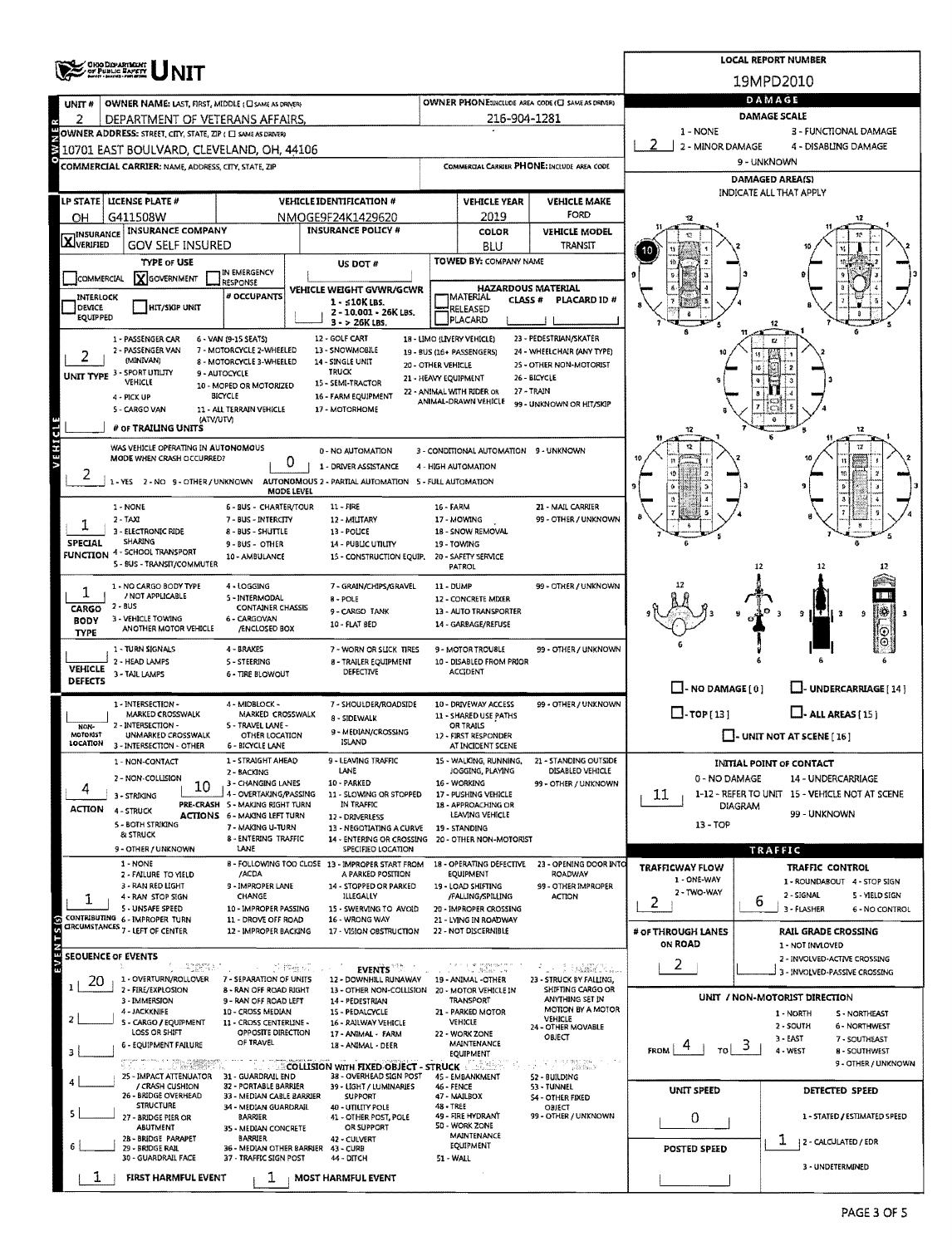# UNIT

**LOCAL REPORT NUMBER:** 19MPD2010

| UNIT # | OWNER NAME: LAST, FIRST, MIDDLE ( ☐ SAME AS DRIVER) | OWNER PHONE: INCLUDE AREA CODE ( ☐ SAME AS DRIVER) |
|---|---|---|
| 2 | DEPARTMENT OF VETERANS AFFAIRS, | 216-904-1281 |

**OWNER ADDRESS:** STREET, CITY, STATE, ZIP ( ☐ SAME AS DRIVER)
10701 EAST BOULVARD, CLEVELAND, OH, 44106

**COMMERCIAL CARRIER:** NAME, ADDRESS, CITY, STATE, ZIP

**COMMERCIAL CARRIER PHONE:** INCLUDE AREA CODE

| LP STATE | LICENSE PLATE # | VEHICLE IDENTIFICATION # | VEHICLE YEAR | VEHICLE MAKE |
|---|---|---|---|---|
| OH | G411508W | NMOGE9F24K1429620 | 2019 | FORD |

| INSURANCE VERIFIED | INSURANCE COMPANY | INSURANCE POLICY # | COLOR | VEHICLE MODEL |
|---|---|---|---|---|
| X | GOV SELF INSURED | | BLU | TRANSIT |

**TYPE OF USE:** ☐ COMMERCIAL ☒ GOVERNMENT ☐ IN EMERGENCY RESPONSE

**US DOT #**

**TOWED BY:** COMPANY NAME

☐ INTERLOCK DEVICE EQUIPPED ☐ HIT/SKIP UNIT

**# OCCUPANTS**

**VEHICLE WEIGHT GVWR/GCWR:** 1 - ≤10K LBS. 2 - 10,001 - 26K LBS. 3 - > 26K LBS.

**HAZARDOUS MATERIAL:** ☐ MATERIAL RELEASED ☐ PLACARD CLASS # PLACARD ID #

**UNIT TYPE:** 2
1 - PASSENGER CAR, 2 - PASSENGER VAN (MINIVAN), 3 - SPORT UTILITY VEHICLE, 4 - PICK UP, 5 - CARGO VAN, 6 - VAN (9-15 SEATS), 7 - MOTORCYCLE 2-WHEELED, 8 - MOTORCYCLE 3-WHEELED, 9 - AUTOCYCLE, 10 - MOPED OR MOTORIZED BICYCLE, 11 - ALL TERRAIN VEHICLE (ATV/UTV), 12 - GOLF CART, 13 - SNOWMOBILE, 14 - SINGLE UNIT TRUCK, 15 - SEMI-TRACTOR, 16 - FARM EQUIPMENT, 17 - MOTORHOME, 18 - LIMO (LIVERY VEHICLE), 19 - BUS (16+ PASSENGERS), 20 - OTHER VEHICLE, 21 - HEAVY EQUIPMENT, 22 - ANIMAL WITH RIDER OR ANIMAL-DRAWN VEHICLE, 23 - PEDESTRIAN/SKATER, 24 - WHEELCHAIR (ANY TYPE), 25 - OTHER NON-MOTORIST, 26 - BICYCLE, 27 - TRAIN, 99 - UNKNOWN OR HIT/SKIP

**# OF TRAILING UNITS:**

**WAS VEHICLE OPERATING IN AUTONOMOUS MODE WHEN CRASH OCCURRED?** 2
1 - YES 2 - NO 9 - OTHER / UNKNOWN

**AUTONOMOUS MODE LEVEL:** 0
0 - NO AUTOMATION, 1 - DRIVER ASSISTANCE, 2 - PARTIAL AUTOMATION, 3 - CONDITIONAL AUTOMATION, 4 - HIGH AUTOMATION, 5 - FULL AUTOMATION, 9 - UNKNOWN

**SPECIAL FUNCTION:** 1
1 - NONE, 2 - TAXI, 3 - ELECTRONIC RIDE SHARING, 4 - SCHOOL TRANSPORT, 5 - BUS - TRANSIT/COMMUTER, 6 - BUS - CHARTER/TOUR, 7 - BUS - INTERCITY, 8 - BUS - SHUTTLE, 9 - BUS - OTHER, 10 - AMBULANCE, 11 - FIRE, 12 - MILITARY, 13 - POLICE, 14 - PUBLIC UTILITY, 15 - CONSTRUCTION EQUIP., 16 - FARM, 17 - MOWING, 18 - SNOW REMOVAL, 19 - TOWING, 20 - SAFETY SERVICE PATROL, 21 - MAIL CARRIER, 99 - OTHER / UNKNOWN

**CARGO BODY TYPE:** 1
1 - NO CARGO BODY TYPE / NOT APPLICABLE, 2 - BUS, 3 - VEHICLE TOWING ANOTHER MOTOR VEHICLE, 4 - LOGGING, 5 - INTERMODAL CONTAINER CHASSIS, 6 - CARGOVAN /ENCLOSED BOX, 7 - GRAIN/CHIPS/GRAVEL, 8 - POLE, 9 - CARGO TANK, 10 - FLAT BED, 11 - DUMP, 12 - CONCRETE MIXER, 13 - AUTO TRANSPORTER, 14 - GARBAGE/REFUSE, 99 - OTHER / UNKNOWN

**VEHICLE DEFECTS:**
1 - TURN SIGNALS, 2 - HEAD LAMPS, 3 - TAIL LAMPS, 4 - BRAKES, 5 - STEERING, 6 - TIRE BLOWOUT, 7 - WORN OR SLICK TIRES, 8 - TRAILER EQUIPMENT DEFECTIVE, 9 - MOTOR TROUBLE, 10 - DISABLED FROM PRIOR ACCIDENT, 99 - OTHER / UNKNOWN

**NON-MOTORIST LOCATION:**
1 - INTERSECTION - MARKED CROSSWALK, 2 - INTERSECTION - UNMARKED CROSSWALK, 3 - INTERSECTION - OTHER, 4 - MIDBLOCK - MARKED CROSSWALK, 5 - TRAVEL LANE - OTHER LOCATION, 6 - BICYCLE LANE, 7 - SHOULDER/ROADSIDE, 8 - SIDEWALK, 9 - MEDIAN/CROSSING ISLAND, 10 - DRIVEWAY ACCESS, 11 - SHARED USE PATHS OR TRAILS, 12 - FIRST RESPONDER AT INCIDENT SCENE, 99 - OTHER / UNKNOWN

**ACTION:** 4
1 - NON-CONTACT, 2 - NON-COLLISION, 3 - STRIKING, 4 - STRUCK, 5 - BOTH STRIKING & STRUCK, 9 - OTHER / UNKNOWN

**PRE-CRASH ACTIONS:** 10
1 - STRAIGHT AHEAD, 2 - BACKING, 3 - CHANGING LANES, 4 - OVERTAKING/PASSING, 5 - MAKING RIGHT TURN, 6 - MAKING LEFT TURN, 7 - MAKING U-TURN, 8 - ENTERING TRAFFIC LANE, 9 - LEAVING TRAFFIC LANE, 10 - PARKED, 11 - SLOWING OR STOPPED IN TRAFFIC, 12 - DRIVERLESS, 13 - NEGOTIATING A CURVE, 14 - ENTERING OR CROSSING SPECIFIED LOCATION, 15 - WALKING, RUNNING, JOGGING, PLAYING, 16 - WORKING, 17 - PUSHING VEHICLE, 18 - APPROACHING OR LEAVING VEHICLE, 19 - STANDING, 20 - OTHER NON-MOTORIST, 21 - STANDING OUTSIDE DISABLED VEHICLE, 99 - OTHER / UNKNOWN

**CONTRIBUTING CIRCUMSTANCES:** 1
1 - NONE, 2 - FAILURE TO YIELD, 3 - RAN RED LIGHT, 4 - RAN STOP SIGN, 5 - UNSAFE SPEED, 6 - IMPROPER TURN, 7 - LEFT OF CENTER, 8 - FOLLOWING TOO CLOSE /ACDA, 9 - IMPROPER LANE CHANGE, 10 - IMPROPER PASSING, 11 - DROVE OFF ROAD, 12 - IMPROPER BACKING, 13 - IMPROPER START FROM A PARKED POSITION, 14 - STOPPED OR PARKED ILLEGALLY, 15 - SWERVING TO AVOID, 16 - WRONG WAY, 17 - VISION OBSTRUCTION, 18 - OPERATING DEFECTIVE EQUIPMENT, 19 - LOAD SHIFTING /FALLING/SPILLING, 20 - IMPROPER CROSSING, 21 - LYING IN ROADWAY, 22 - NOT DISCERNIBLE, 23 - OPENING DOOR INTO ROADWAY, 99 - OTHER IMPROPER ACTION

## SEQUENCE OF EVENTS

| # | Event |
|---|---|
| 1 | 20 |
| 2 | |
| 3 | |
| 4 | |
| 5 | |
| 6 | |

**EVENTS:** 1 - OVERTURN/ROLLOVER, 2 - FIRE/EXPLOSION, 3 - IMMERSION, 4 - JACKKNIFE, 5 - CARGO / EQUIPMENT LOSS OR SHIFT, 6 - EQUIPMENT FAILURE, 7 - SEPARATION OF UNITS, 8 - RAN OFF ROAD RIGHT, 9 - RAN OFF ROAD LEFT, 10 - CROSS MEDIAN, 11 - CROSS CENTERLINE - OPPOSITE DIRECTION OF TRAVEL, 12 - DOWNHILL RUNAWAY, 13 - OTHER NON-COLLISION, 14 - PEDESTRIAN, 15 - PEDALCYCLE, 16 - RAILWAY VEHICLE, 17 - ANIMAL - FARM, 18 - ANIMAL - DEER, 19 - ANIMAL -OTHER, 20 - MOTOR VEHICLE IN TRANSPORT, 21 - PARKED MOTOR VEHICLE, 22 - WORK ZONE MAINTENANCE EQUIPMENT, 23 - STRUCK BY FALLING, SHIFTING CARGO OR ANYTHING SET IN MOTION BY A MOTOR VEHICLE, 24 - OTHER MOVABLE OBJECT

**COLLISION WITH FIXED OBJECT - STRUCK:** 25 - IMPACT ATTENUATOR / CRASH CUSHION, 26 - BRIDGE OVERHEAD STRUCTURE, 27 - BRIDGE PIER OR ABUTMENT, 28 - BRIDGE PARAPET, 29 - BRIDGE RAIL, 30 - GUARDRAIL FACE, 31 - GUARDRAIL END, 32 - PORTABLE BARRIER, 33 - MEDIAN CABLE BARRIER, 34 - MEDIAN GUARDRAIL BARRIER, 35 - MEDIAN CONCRETE BARRIER, 36 - MEDIAN OTHER BARRIER, 37 - TRAFFIC SIGN POST, 38 - OVERHEAD SIGN POST, 39 - LIGHT / LUMINARIES SUPPORT, 40 - UTILITY POLE, 41 - OTHER POST, POLE OR SUPPORT, 42 - CULVERT, 43 - CURB, 44 - DITCH, 45 - EMBANKMENT, 46 - FENCE, 47 - MAILBOX, 48 - TREE, 49 - FIRE HYDRANT, 50 - WORK ZONE MAINTENANCE EQUIPMENT, 51 - WALL, 52 - BUILDING, 53 - TUNNEL, 54 - OTHER FIXED OBJECT, 99 - OTHER / UNKNOWN

**FIRST HARMFUL EVENT:** 1 **MOST HARMFUL EVENT:** 1

## DAMAGE

**DAMAGE SCALE:** 2
1 - NONE, 2 - MINOR DAMAGE, 3 - FUNCTIONAL DAMAGE, 4 - DISABLING DAMAGE, 9 - UNKNOWN

**DAMAGED AREA(S)** INDICATE ALL THAT APPLY: 10

☐ - NO DAMAGE [ 0 ] ☐ - UNDERCARRIAGE [ 14 ] ☐ - TOP [ 13 ] ☐ - ALL AREAS [ 15 ] ☐ - UNIT NOT AT SCENE [ 16 ]

**INITIAL POINT OF CONTACT:** 11
0 - NO DAMAGE, 1-12 - REFER TO UNIT DIAGRAM, 13 - TOP, 14 - UNDERCARRIAGE, 15 - VEHICLE NOT AT SCENE, 99 - UNKNOWN

## TRAFFIC

**TRAFFICWAY FLOW:** 2
1 - ONE-WAY, 2 - TWO-WAY

**TRAFFIC CONTROL:** 6
1 - ROUNDABOUT, 2 - SIGNAL, 3 - FLASHER, 4 - STOP SIGN, 5 - YIELD SIGN, 6 - NO CONTROL

**# OF THROUGH LANES ON ROAD:** 2

**RAIL GRADE CROSSING:**
1 - NOT INVLOVED, 2 - INVOLVED-ACTIVE CROSSING, 3 - INVOLVED-PASSIVE CROSSING

**UNIT / NON-MOTORIST DIRECTION:** FROM 4 TO 3
1 - NORTH, 2 - SOUTH, 3 - EAST, 4 - WEST, 5 - NORTHEAST, 6 - NORTHWEST, 7 - SOUTHEAST, 8 - SOUTHWEST, 9 - OTHER / UNKNOWN

**UNIT SPEED:** 0

**POSTED SPEED:**

**DETECTED SPEED:** 1
1 - STATED / ESTIMATED SPEED, 2 - CALCULATED / EDR, 3 - UNDETERMINED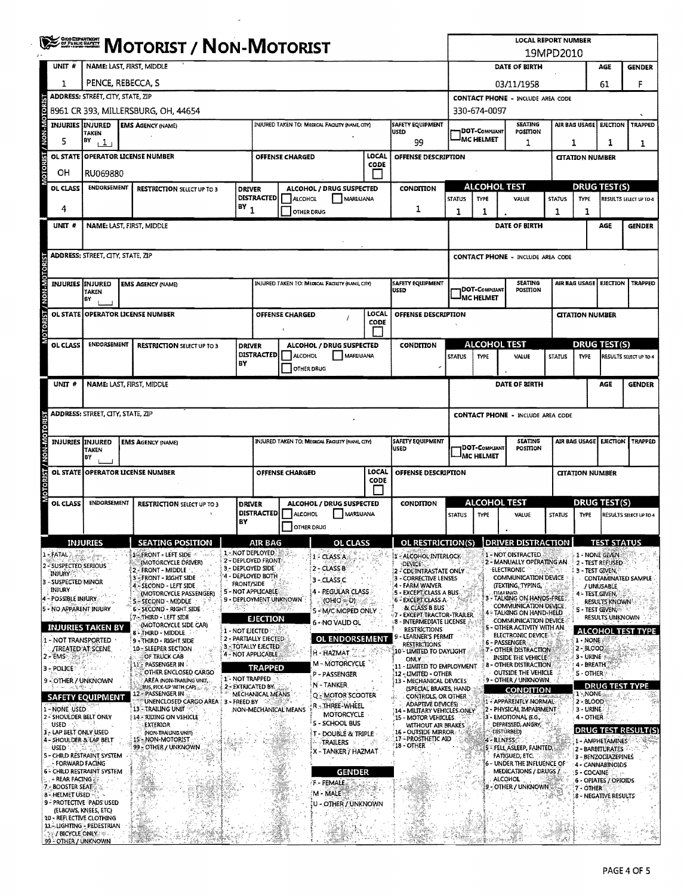# MOTORIST / NON-MOTORIST

| LOCAL REPORT NUMBER |
| --- |
| 19MPD2010 |

## Unit 1

| UNIT # | NAME: LAST, FIRST, MIDDLE | DATE OF BIRTH | AGE | GENDER |
| --- | --- | --- | --- | --- |
| 1 | PENCE, REBECCA, S | 03/11/1958 | 61 | F |

| ADDRESS: STREET, CITY, STATE, ZIP | CONTACT PHONE - INCLUDE AREA CODE |
| --- | --- |
| 8961 CR 393, MILLERSBURG, OH, 44654 | 330-674-0097 |

| INJURIES | INJURED TAKEN BY | EMS AGENCY (NAME) | INJURED TAKEN TO: MEDICAL FACILITY (NAME, CITY) | SAFETY EQUIPMENT USED | DOT-COMPLIANT MC HELMET | SEATING POSITION | AIR BAG USAGE | EJECTION | TRAPPED |
| --- | --- | --- | --- | --- | --- | --- | --- | --- | --- |
| 5 | 1 | | | 99 | | 1 | 1 | 1 | 1 |

| OL STATE | OPERATOR LICENSE NUMBER | OFFENSE CHARGED | LOCAL CODE | OFFENSE DESCRIPTION | CITATION NUMBER |
| --- | --- | --- | --- | --- | --- |
| OH | RU069880 | | | | |

| OL CLASS | ENDORSEMENT | RESTRICTION SELECT UP TO 3 | DRIVER DISTRACTED BY | ALCOHOL / DRUG SUSPECTED | CONDITION | ALCOHOL TEST STATUS | ALCOHOL TEST TYPE | ALCOHOL TEST VALUE | DRUG TEST(S) STATUS | DRUG TEST(S) TYPE | RESULTS SELECT UP TO 4 |
| --- | --- | --- | --- | --- | --- | --- | --- | --- | --- | --- | --- |
| 4 | | | 1 | ☐ ALCOHOL ☐ MARIJUANA ☐ OTHER DRUG | 1 | 1 | 1 | . | 1 | 1 | |

## Unit (blank)

| UNIT # | NAME: LAST, FIRST, MIDDLE | DATE OF BIRTH | AGE | GENDER |
| --- | --- | --- | --- | --- |
| | | | | |

| ADDRESS: STREET, CITY, STATE, ZIP | CONTACT PHONE - INCLUDE AREA CODE |
| --- | --- |
| | |

| INJURIES | INJURED TAKEN BY | EMS AGENCY (NAME) | INJURED TAKEN TO: MEDICAL FACILITY (NAME, CITY) | SAFETY EQUIPMENT USED | DOT-COMPLIANT MC HELMET | SEATING POSITION | AIR BAG USAGE | EJECTION | TRAPPED |
| --- | --- | --- | --- | --- | --- | --- | --- | --- | --- |
| | | | | | | | | | |

| OL STATE | OPERATOR LICENSE NUMBER | OFFENSE CHARGED | LOCAL CODE | OFFENSE DESCRIPTION | CITATION NUMBER |
| --- | --- | --- | --- | --- | --- |
| | | | | | |

| OL CLASS | ENDORSEMENT | RESTRICTION SELECT UP TO 3 | DRIVER DISTRACTED BY | ALCOHOL / DRUG SUSPECTED | CONDITION | ALCOHOL TEST STATUS | ALCOHOL TEST TYPE | ALCOHOL TEST VALUE | DRUG TEST(S) STATUS | DRUG TEST(S) TYPE | RESULTS SELECT UP TO 4 |
| --- | --- | --- | --- | --- | --- | --- | --- | --- | --- | --- | --- |
| | | | | ☐ ALCOHOL ☐ MARIJUANA ☐ OTHER DRUG | | | | | | | |

## Unit (blank)

| UNIT # | NAME: LAST, FIRST, MIDDLE | DATE OF BIRTH | AGE | GENDER |
| --- | --- | --- | --- | --- |
| | | | | |

| ADDRESS: STREET, CITY, STATE, ZIP | CONTACT PHONE - INCLUDE AREA CODE |
| --- | --- |
| | |

| INJURIES | INJURED TAKEN BY | EMS AGENCY (NAME) | INJURED TAKEN TO: MEDICAL FACILITY (NAME, CITY) | SAFETY EQUIPMENT USED | DOT-COMPLIANT MC HELMET | SEATING POSITION | AIR BAG USAGE | EJECTION | TRAPPED |
| --- | --- | --- | --- | --- | --- | --- | --- | --- | --- |
| | | | | | | | | | |

| OL STATE | OPERATOR LICENSE NUMBER | OFFENSE CHARGED | LOCAL CODE | OFFENSE DESCRIPTION | CITATION NUMBER |
| --- | --- | --- | --- | --- | --- |
| | | | | | |

| OL CLASS | ENDORSEMENT | RESTRICTION SELECT UP TO 3 | DRIVER DISTRACTED BY | ALCOHOL / DRUG SUSPECTED | CONDITION | ALCOHOL TEST STATUS | ALCOHOL TEST TYPE | ALCOHOL TEST VALUE | DRUG TEST(S) STATUS | DRUG TEST(S) TYPE | RESULTS SELECT UP TO 4 |
| --- | --- | --- | --- | --- | --- | --- | --- | --- | --- | --- | --- |
| | | | | ☐ ALCOHOL ☐ MARIJUANA ☐ OTHER DRUG | | | | . | | | |

## Codes

**INJURIES**
1 - FATAL
2 - SUSPECTED SERIOUS INJURY
3 - SUSPECTED MINOR INJURY
4 - POSSIBLE INJURY
5 - NO APPARENT INJURY

**INJURIES TAKEN BY**
1 - NOT TRANSPORTED /TREATED AT SCENE
2 - EMS
3 - POLICE
9 - OTHER / UNKNOWN

**SAFETY EQUIPMENT**
1 - NONE USED
2 - SHOULDER BELT ONLY USED
3 - LAP BELT ONLY USED
4 - SHOULDER & LAP BELT USED
5 - CHILD RESTRAINT SYSTEM - FORWARD FACING
6 - CHILD RESTRAINT SYSTEM - REAR FACING
7 - BOOSTER SEAT
8 - HELMET USED
9 - PROTECTIVE PADS USED (ELBOWS, KNEES, ETC)
10 - REFLECTIVE CLOTHING
11 - LIGHTING - PEDESTRIAN / BICYCLE ONLY
99 - OTHER / UNKNOWN

**SEATING POSITION**
1 - FRONT - LEFT SIDE (MOTORCYCLE DRIVER)
2 - FRONT - MIDDLE
3 - FRONT - RIGHT SIDE
4 - SECOND - LEFT SIDE (MOTORCYCLE PASSENGER)
5 - SECOND - MIDDLE
6 - SECOND - RIGHT SIDE
7 - THIRD - LEFT SIDE (MOTORCYCLE SIDE CAR)
8 - THIRD - MIDDLE
9 - THIRD - RIGHT SIDE
10 - SLEEPER SECTION OF TRUCK CAB
11 - PASSENGER IN OTHER ENCLOSED CARGO AREA (NON-TRAILING UNIT, BUS, PICK-UP WITH CAP)
12 - PASSENGER IN UNENCLOSED CARGO AREA
13 - TRAILING UNIT
14 - RIDING ON VEHICLE EXTERIOR (NON-TRAILING UNIT)
15 - NON-MOTORIST
99 - OTHER / UNKNOWN

**AIR BAG**
1 - NOT DEPLOYED
2 - DEPLOYED FRONT
3 - DEPLOYED SIDE
4 - DEPLOYED BOTH FRONT/SIDE
5 - NOT APPLICABLE
9 - DEPLOYMENT UNKNOWN

**EJECTION**
1 - NOT EJECTED
2 - PARTIALLY EJECTED
3 - TOTALLY EJECTED
4 - NOT APPLICABLE

**TRAPPED**
1 - NOT TRAPPED
2 - EXTRICATED BY MECHANICAL MEANS
3 - FREED BY NON-MECHANICAL MEANS

**OL CLASS**
1 - CLASS A
2 - CLASS B
3 - CLASS C
4 - REGULAR CLASS (OHIO = D)
5 - M/C MOPED ONLY
6 - NO VALID OL

**OL ENDORSEMENT**
H - HAZMAT
M - MOTORCYCLE
P - PASSENGER
N - TANKER
Q - MOTOR SCOOTER
R - THREE-WHEEL MOTORCYCLE
S - SCHOOL BUS
T - DOUBLE & TRIPLE TRAILERS
X - TANKER / HAZMAT

**GENDER**
F - FEMALE
M - MALE
U - OTHER / UNKNOWN

**OL RESTRICTION(S)**
1 - ALCOHOL INTERLOCK DEVICE
2 - CDL INTRASTATE ONLY
3 - CORRECTIVE LENSES
4 - FARM WAIVER
5 - EXCEPT CLASS A BUS
6 - EXCEPT CLASS A & CLASS B BUS
7 - EXCEPT TRACTOR-TRAILER
8 - INTERMEDIATE LICENSE RESTRICTIONS
9 - LEARNER'S PERMIT RESTRICTIONS
10 - LIMITED TO DAYLIGHT ONLY
11 - LIMITED TO EMPLOYMENT
12 - LIMITED - OTHER
13 - MECHANICAL DEVICES (SPECIAL BRAKES, HAND CONTROLS, OR OTHER ADAPTIVE DEVICES)
14 - MILITARY VEHICLES ONLY
15 - MOTOR VEHICLES WITHOUT AIR BRAKES
16 - OUTSIDE MIRROR
17 - PROSTHETIC AID
18 - OTHER

**DRIVER DISTRACTION**
1 - NOT DISTRACTED
2 - MANUALLY OPERATING AN ELECTRONIC COMMUNICATION DEVICE (TEXTING, TYPING, DIALING)
3 - TALKING ON HANDS-FREE COMMUNICATION DEVICE
4 - TALKING ON HAND-HELD COMMUNICATION DEVICE
5 - OTHER ACTIVITY WITH AN ELECTRONIC DEVICE
6 - PASSENGER
7 - OTHER DISTRACTION INSIDE THE VEHICLE
8 - OTHER DISTRACTION OUTSIDE THE VEHICLE
9 - OTHER / UNKNOWN

**CONDITION**
1 - APPARENTLY NORMAL
2 - PHYSICAL IMPAIRMENT
3 - EMOTIONAL (E.G., DEPRESSED, ANGRY, DISTURBED)
4 - ILLNESS
5 - FELL ASLEEP, FAINTED, FATIGUED, ETC.
6 - UNDER THE INFLUENCE OF MEDICATIONS / DRUGS / ALCOHOL
9 - OTHER / UNKNOWN

**TEST STATUS**
1 - NONE GIVEN
2 - TEST REFUSED
3 - TEST GIVEN, CONTAMINATED SAMPLE / UNUSABLE
4 - TEST GIVEN, RESULTS KNOWN
5 - TEST GIVEN, RESULTS UNKNOWN

**ALCOHOL TEST TYPE**
1 - NONE
2 - BLOOD
3 - URINE
4 - BREATH
5 - OTHER

**DRUG TEST TYPE**
1 - NONE
2 - BLOOD
3 - URINE
4 - OTHER

**DRUG TEST RESULT(S)**
1 - AMPHETAMINES
2 - BARBITURATES
3 - BENZODIAZEPINES
4 - CANNABINOIDS
5 - COCAINE
6 - OPIATES / OPIOIDS
7 - OTHER
8 - NEGATIVE RESULTS